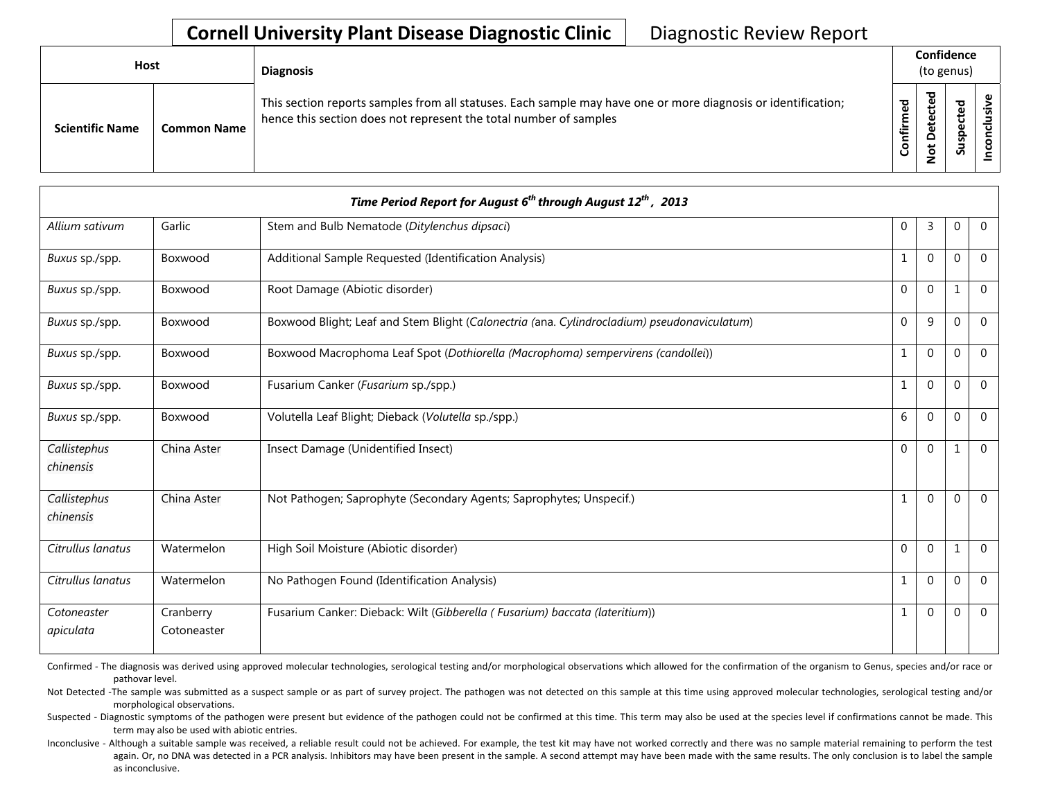# Cornell University Plant Disease Diagnostic Clinic

Diagnostic Review Report

| Host | | Diagnosis | Confidence (to genus) | | | |
|---|---|---|---|---|---|---|
| **Scientific Name** | **Common Name** | This section reports samples from all statuses. Each sample may have one or more diagnosis or identification; hence this section does not represent the total number of samples | **Confirmed** | **Not Detected** | **Suspected** | **Inconclusive** |

| ***Time Period Report for August 6th through August 12th, 2013*** | | | | | | |
|---|---|---|---|---|---|---|
| *Allium sativum* | Garlic | Stem and Bulb Nematode (*Ditylenchus dipsaci*) | 0 | 3 | 0 | 0 |
| *Buxus* sp./spp. | Boxwood | Additional Sample Requested (Identification Analysis) | 1 | 0 | 0 | 0 |
| *Buxus* sp./spp. | Boxwood | Root Damage (Abiotic disorder) | 0 | 0 | 1 | 0 |
| *Buxus* sp./spp. | Boxwood | Boxwood Blight; Leaf and Stem Blight (*Calonectria (*ana. *Cylindrocladium) pseudonaviculatum*) | 0 | 9 | 0 | 0 |
| *Buxus* sp./spp. | Boxwood | Boxwood Macrophoma Leaf Spot (*Dothiorella (Macrophoma) sempervirens (candollei*)) | 1 | 0 | 0 | 0 |
| *Buxus* sp./spp. | Boxwood | Fusarium Canker (*Fusarium* sp./spp.) | 1 | 0 | 0 | 0 |
| *Buxus* sp./spp. | Boxwood | Volutella Leaf Blight; Dieback (*Volutella* sp./spp.) | 6 | 0 | 0 | 0 |
| *Callistephus chinensis* | China Aster | Insect Damage (Unidentified Insect) | 0 | 0 | 1 | 0 |
| *Callistephus chinensis* | China Aster | Not Pathogen; Saprophyte (Secondary Agents; Saprophytes; Unspecif.) | 1 | 0 | 0 | 0 |
| *Citrullus lanatus* | Watermelon | High Soil Moisture (Abiotic disorder) | 0 | 0 | 1 | 0 |
| *Citrullus lanatus* | Watermelon | No Pathogen Found (Identification Analysis) | 1 | 0 | 0 | 0 |
| *Cotoneaster apiculata* | Cranberry Cotoneaster | Fusarium Canker: Dieback: Wilt (*Gibberella ( Fusarium) baccata (lateritium*)) | 1 | 0 | 0 | 0 |

Confirmed - The diagnosis was derived using approved molecular technologies, serological testing and/or morphological observations which allowed for the confirmation of the organism to Genus, species and/or race or pathovar level.

Not Detected -The sample was submitted as a suspect sample or as part of survey project. The pathogen was not detected on this sample at this time using approved molecular technologies, serological testing and/or morphological observations.

Suspected - Diagnostic symptoms of the pathogen were present but evidence of the pathogen could not be confirmed at this time. This term may also be used at the species level if confirmations cannot be made. This term may also be used with abiotic entries.

Inconclusive - Although a suitable sample was received, a reliable result could not be achieved. For example, the test kit may have not worked correctly and there was no sample material remaining to perform the test again. Or, no DNA was detected in a PCR analysis. Inhibitors may have been present in the sample. A second attempt may have been made with the same results. The only conclusion is to label the sample as inconclusive.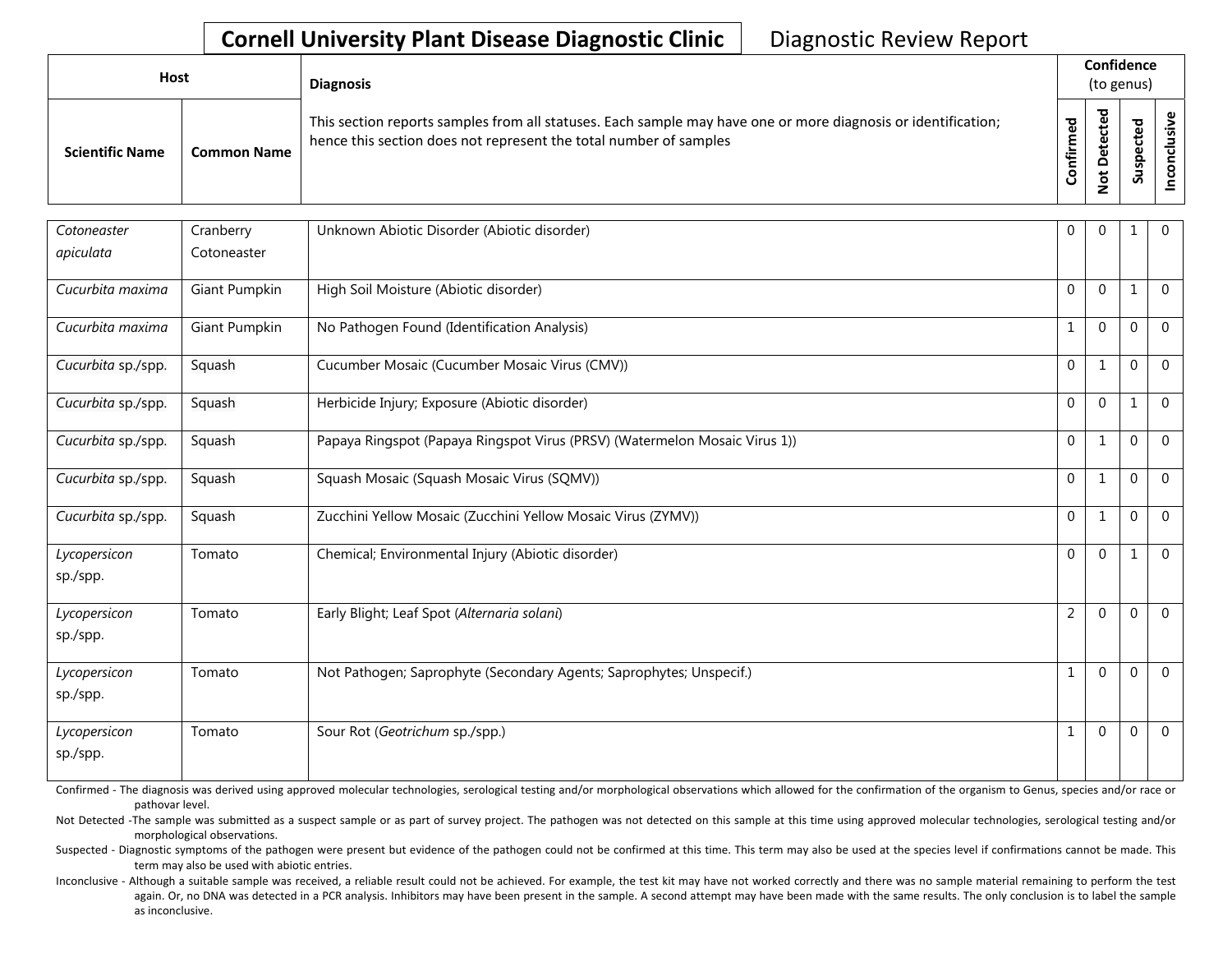**Cornell University Plant Disease Diagnostic Clinic** Diagnostic Review Report

| Host | | Diagnosis | Confidence (to genus) | | | |
|---|---|---|---|---|---|---|
| Scientific Name | Common Name | This section reports samples from all statuses. Each sample may have one or more diagnosis or identification; hence this section does not represent the total number of samples | Confirmed | Not Detected | Suspected | Inconclusive |
| *Cotoneaster apiculata* | Cranberry Cotoneaster | Unknown Abiotic Disorder (Abiotic disorder) | 0 | 0 | 1 | 0 |
| *Cucurbita maxima* | Giant Pumpkin | High Soil Moisture (Abiotic disorder) | 0 | 0 | 1 | 0 |
| *Cucurbita maxima* | Giant Pumpkin | No Pathogen Found (Identification Analysis) | 1 | 0 | 0 | 0 |
| *Cucurbita* sp./spp. | Squash | Cucumber Mosaic (Cucumber Mosaic Virus (CMV)) | 0 | 1 | 0 | 0 |
| *Cucurbita* sp./spp. | Squash | Herbicide Injury; Exposure (Abiotic disorder) | 0 | 0 | 1 | 0 |
| *Cucurbita* sp./spp. | Squash | Papaya Ringspot (Papaya Ringspot Virus (PRSV) (Watermelon Mosaic Virus 1)) | 0 | 1 | 0 | 0 |
| *Cucurbita* sp./spp. | Squash | Squash Mosaic (Squash Mosaic Virus (SQMV)) | 0 | 1 | 0 | 0 |
| *Cucurbita* sp./spp. | Squash | Zucchini Yellow Mosaic (Zucchini Yellow Mosaic Virus (ZYMV)) | 0 | 1 | 0 | 0 |
| *Lycopersicon* sp./spp. | Tomato | Chemical; Environmental Injury (Abiotic disorder) | 0 | 0 | 1 | 0 |
| *Lycopersicon* sp./spp. | Tomato | Early Blight; Leaf Spot (*Alternaria solani*) | 2 | 0 | 0 | 0 |
| *Lycopersicon* sp./spp. | Tomato | Not Pathogen; Saprophyte (Secondary Agents; Saprophytes; Unspecif.) | 1 | 0 | 0 | 0 |
| *Lycopersicon* sp./spp. | Tomato | Sour Rot (*Geotrichum* sp./spp.) | 1 | 0 | 0 | 0 |

Confirmed - The diagnosis was derived using approved molecular technologies, serological testing and/or morphological observations which allowed for the confirmation of the organism to Genus, species and/or race or pathovar level.

Not Detected -The sample was submitted as a suspect sample or as part of survey project. The pathogen was not detected on this sample at this time using approved molecular technologies, serological testing and/or morphological observations.

Suspected - Diagnostic symptoms of the pathogen were present but evidence of the pathogen could not be confirmed at this time. This term may also be used at the species level if confirmations cannot be made. This term may also be used with abiotic entries.

Inconclusive - Although a suitable sample was received, a reliable result could not be achieved. For example, the test kit may have not worked correctly and there was no sample material remaining to perform the test again. Or, no DNA was detected in a PCR analysis. Inhibitors may have been present in the sample. A second attempt may have been made with the same results. The only conclusion is to label the sample as inconclusive.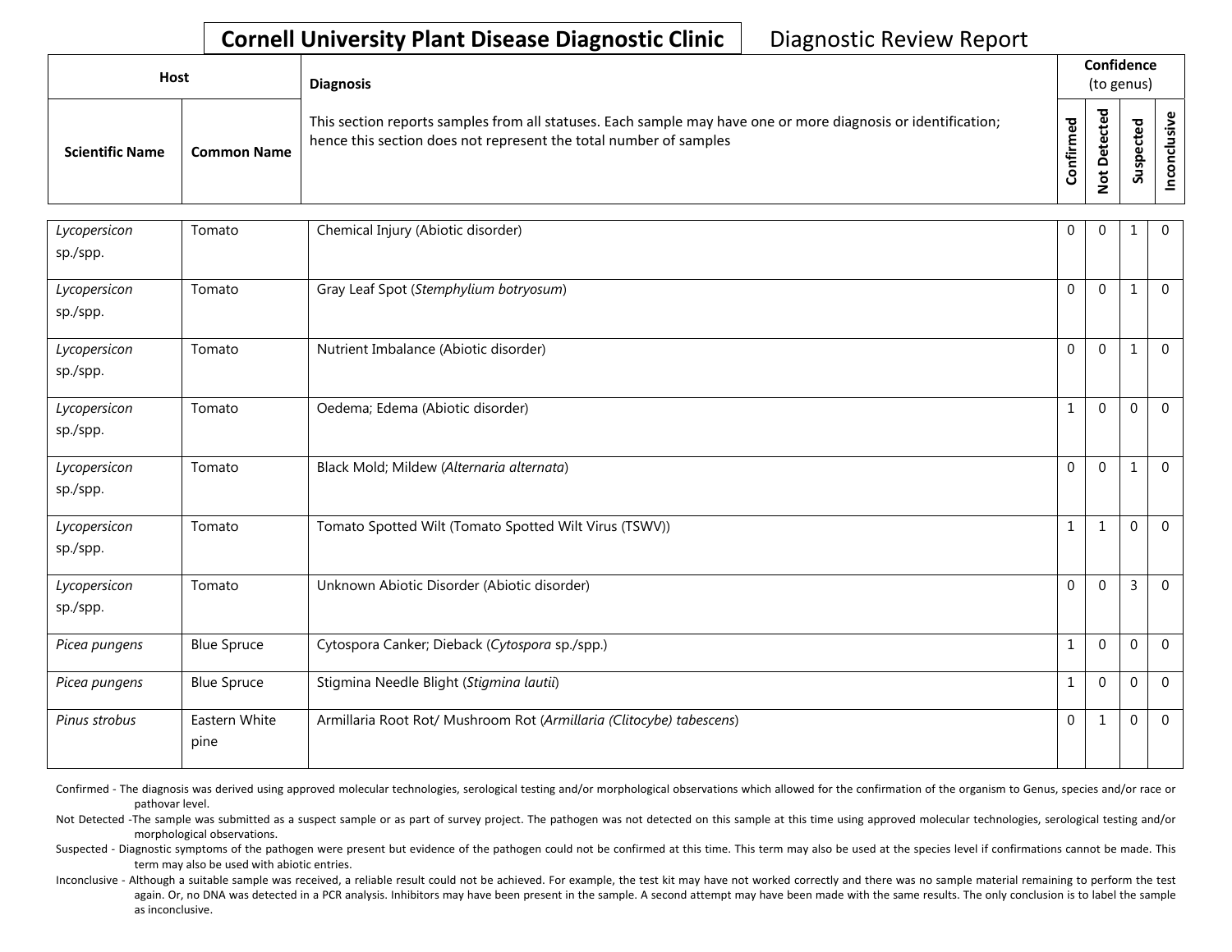# Cornell University Plant Disease Diagnostic Clinic — Diagnostic Review Report

| Host | | Diagnosis | Confidence (to genus) | | | |
|---|---|---|---|---|---|---|
| **Scientific Name** | **Common Name** | This section reports samples from all statuses. Each sample may have one or more diagnosis or identification; hence this section does not represent the total number of samples | **Confirmed** | **Not Detected** | **Suspected** | **Inconclusive** |
| *Lycopersicon* sp./spp. | Tomato | Chemical Injury (Abiotic disorder) | 0 | 0 | 1 | 0 |
| *Lycopersicon* sp./spp. | Tomato | Gray Leaf Spot (*Stemphylium botryosum*) | 0 | 0 | 1 | 0 |
| *Lycopersicon* sp./spp. | Tomato | Nutrient Imbalance (Abiotic disorder) | 0 | 0 | 1 | 0 |
| *Lycopersicon* sp./spp. | Tomato | Oedema; Edema (Abiotic disorder) | 1 | 0 | 0 | 0 |
| *Lycopersicon* sp./spp. | Tomato | Black Mold; Mildew (*Alternaria alternata*) | 0 | 0 | 1 | 0 |
| *Lycopersicon* sp./spp. | Tomato | Tomato Spotted Wilt (Tomato Spotted Wilt Virus (TSWV)) | 1 | 1 | 0 | 0 |
| *Lycopersicon* sp./spp. | Tomato | Unknown Abiotic Disorder (Abiotic disorder) | 0 | 0 | 3 | 0 |
| *Picea pungens* | Blue Spruce | Cytospora Canker; Dieback (*Cytospora* sp./spp.) | 1 | 0 | 0 | 0 |
| *Picea pungens* | Blue Spruce | Stigmina Needle Blight (*Stigmina lautii*) | 1 | 0 | 0 | 0 |
| *Pinus strobus* | Eastern White pine | Armillaria Root Rot/ Mushroom Rot (*Armillaria (Clitocybe) tabescens*) | 0 | 1 | 0 | 0 |

Confirmed - The diagnosis was derived using approved molecular technologies, serological testing and/or morphological observations which allowed for the confirmation of the organism to Genus, species and/or race or pathovar level.

Not Detected -The sample was submitted as a suspect sample or as part of survey project. The pathogen was not detected on this sample at this time using approved molecular technologies, serological testing and/or morphological observations.

Suspected - Diagnostic symptoms of the pathogen were present but evidence of the pathogen could not be confirmed at this time. This term may also be used at the species level if confirmations cannot be made. This term may also be used with abiotic entries.

Inconclusive - Although a suitable sample was received, a reliable result could not be achieved. For example, the test kit may have not worked correctly and there was no sample material remaining to perform the test again. Or, no DNA was detected in a PCR analysis. Inhibitors may have been present in the sample. A second attempt may have been made with the same results. The only conclusion is to label the sample as inconclusive.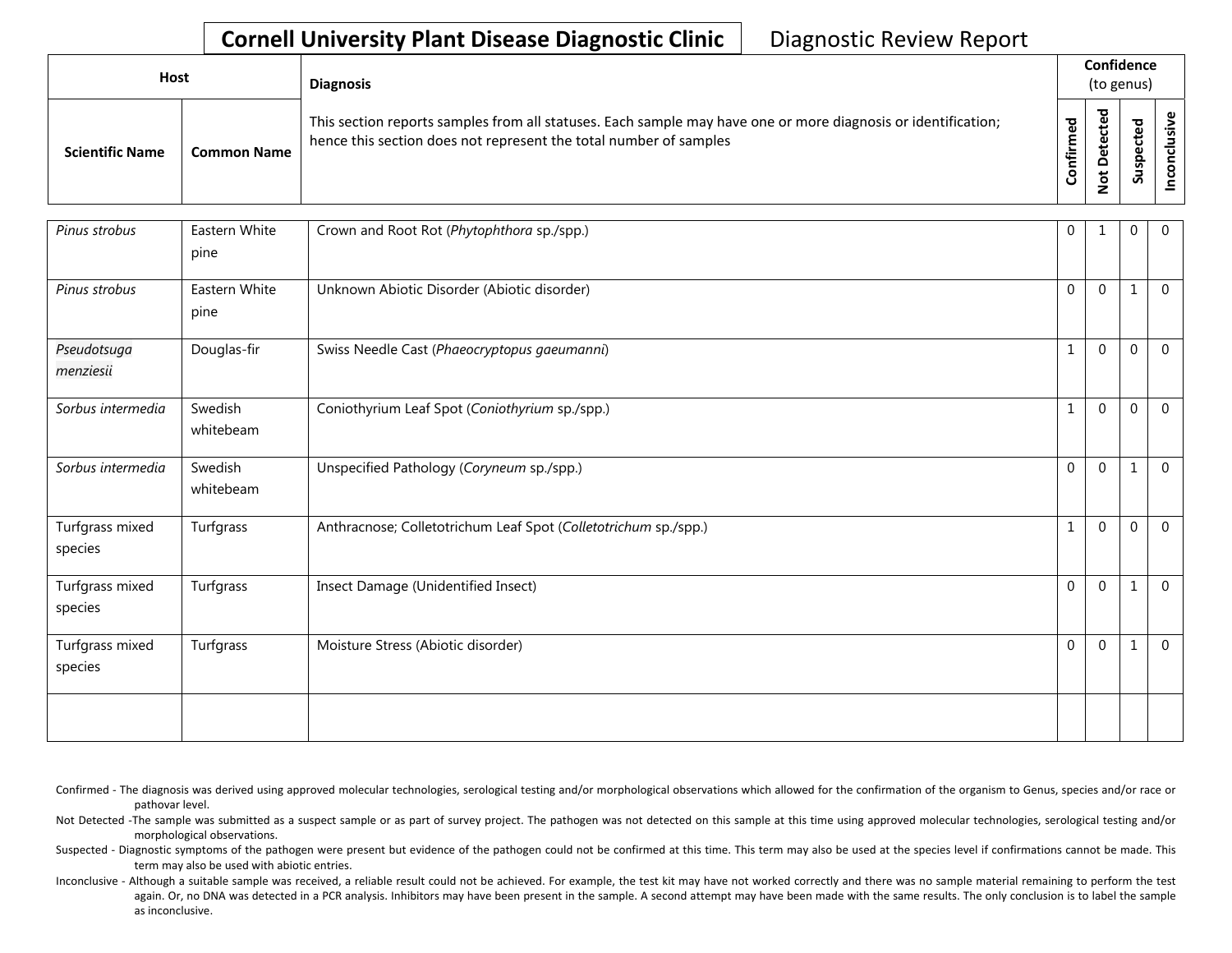**Cornell University Plant Disease Diagnostic Clinic** Diagnostic Review Report

| Host | | Diagnosis | Confidence (to genus) | | | |
|---|---|---|---|---|---|---|
| **Scientific Name** | **Common Name** | This section reports samples from all statuses. Each sample may have one or more diagnosis or identification; hence this section does not represent the total number of samples | **Confirmed** | **Not Detected** | **Suspected** | **Inconclusive** |
| *Pinus strobus* | Eastern White pine | Crown and Root Rot (*Phytophthora* sp./spp.) | 0 | 1 | 0 | 0 |
| *Pinus strobus* | Eastern White pine | Unknown Abiotic Disorder (Abiotic disorder) | 0 | 0 | 1 | 0 |
| *Pseudotsuga menziesii* | Douglas-fir | Swiss Needle Cast (*Phaeocryptopus gaeumanni*) | 1 | 0 | 0 | 0 |
| *Sorbus intermedia* | Swedish whitebeam | Coniothyrium Leaf Spot (*Coniothyrium* sp./spp.) | 1 | 0 | 0 | 0 |
| *Sorbus intermedia* | Swedish whitebeam | Unspecified Pathology (*Coryneum* sp./spp.) | 0 | 0 | 1 | 0 |
| Turfgrass mixed species | Turfgrass | Anthracnose; Colletotrichum Leaf Spot (*Colletotrichum* sp./spp.) | 1 | 0 | 0 | 0 |
| Turfgrass mixed species | Turfgrass | Insect Damage (Unidentified Insect) | 0 | 0 | 1 | 0 |
| Turfgrass mixed species | Turfgrass | Moisture Stress (Abiotic disorder) | 0 | 0 | 1 | 0 |
| | | | | | | |

Confirmed - The diagnosis was derived using approved molecular technologies, serological testing and/or morphological observations which allowed for the confirmation of the organism to Genus, species and/or race or pathovar level.

Not Detected -The sample was submitted as a suspect sample or as part of survey project. The pathogen was not detected on this sample at this time using approved molecular technologies, serological testing and/or morphological observations.

Suspected - Diagnostic symptoms of the pathogen were present but evidence of the pathogen could not be confirmed at this time. This term may also be used at the species level if confirmations cannot be made. This term may also be used with abiotic entries.

Inconclusive - Although a suitable sample was received, a reliable result could not be achieved. For example, the test kit may have not worked correctly and there was no sample material remaining to perform the test again. Or, no DNA was detected in a PCR analysis. Inhibitors may have been present in the sample. A second attempt may have been made with the same results. The only conclusion is to label the sample as inconclusive.